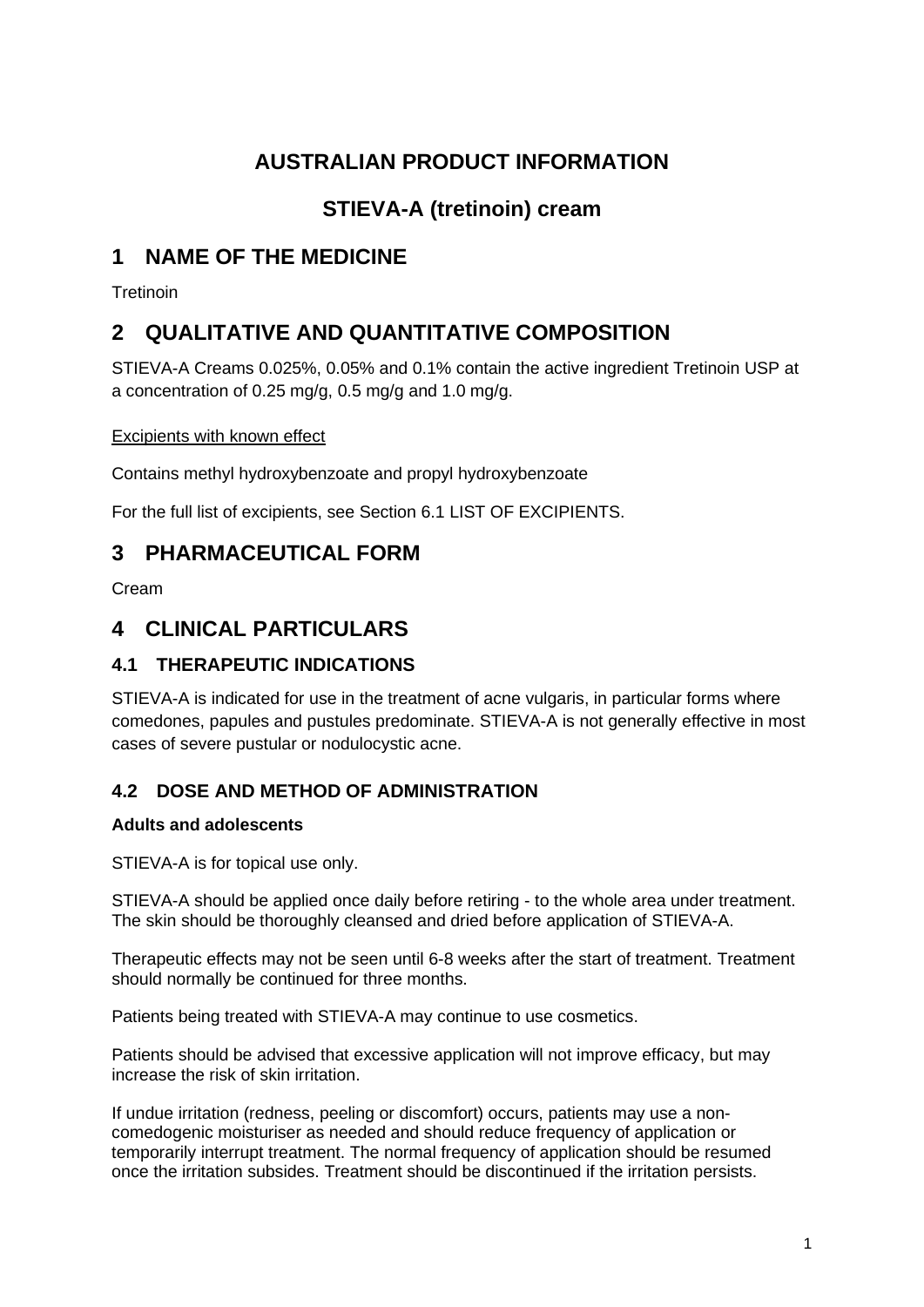# AUSTRALIAN PRODUCT INFORMATION

## STIEVA-A (tretinoin) cream

# 1 NAME OF THE MEDICINE

Tretinoin

# 2 QUALITATIVE AND QUANTITATIVE COMPOSITION

STIEVA-A Creams 0.025%, 0.05% and 0.1% contain the active ingredient Tretinoin USP at a concentration of 0.25 mg/g, 0.5 mg/g and 1.0 mg/g.

Excipients with known effect

Contains methyl hydroxybenzoate and propyl hydroxybenzoate

For the full list of excipients, see Section 6.1 LIST OF EXCIPIENTS.

# 3 PHARMACEUTICAL FORM

Cream

# 4 CLINICAL PARTICULARS

## 4.1 THERAPEUTIC INDICATIONS

STIEVA-A is indicated for use in the treatment of acne vulgaris, in particular forms where comedones, papules and pustules predominate. STIEVA-A is not generally effective in most cases of severe pustular or nodulocystic acne.

## 4.2 DOSE AND METHOD OF ADMINISTRATION

**Adults and adolescents**

STIEVA-A is for topical use only.

STIEVA-A should be applied once daily before retiring - to the whole area under treatment. The skin should be thoroughly cleansed and dried before application of STIEVA-A.

Therapeutic effects may not be seen until 6-8 weeks after the start of treatment. Treatment should normally be continued for three months.

Patients being treated with STIEVA-A may continue to use cosmetics.

Patients should be advised that excessive application will not improve efficacy, but may increase the risk of skin irritation.

If undue irritation (redness, peeling or discomfort) occurs, patients may use a non-comedogenic moisturiser as needed and should reduce frequency of application or temporarily interrupt treatment. The normal frequency of application should be resumed once the irritation subsides. Treatment should be discontinued if the irritation persists.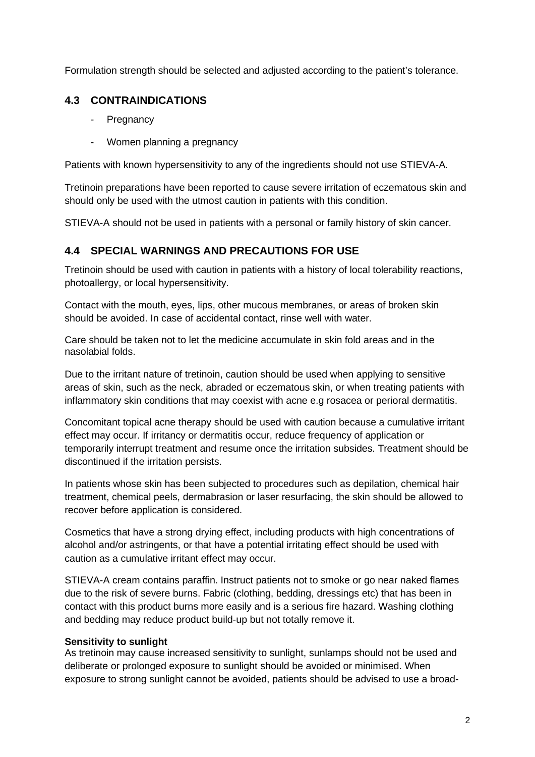Formulation strength should be selected and adjusted according to the patient's tolerance.

## 4.3 CONTRAINDICATIONS

- Pregnancy
- Women planning a pregnancy

Patients with known hypersensitivity to any of the ingredients should not use STIEVA-A.

Tretinoin preparations have been reported to cause severe irritation of eczematous skin and should only be used with the utmost caution in patients with this condition.

STIEVA-A should not be used in patients with a personal or family history of skin cancer.

## 4.4 SPECIAL WARNINGS AND PRECAUTIONS FOR USE

Tretinoin should be used with caution in patients with a history of local tolerability reactions, photoallergy, or local hypersensitivity.

Contact with the mouth, eyes, lips, other mucous membranes, or areas of broken skin should be avoided. In case of accidental contact, rinse well with water.

Care should be taken not to let the medicine accumulate in skin fold areas and in the nasolabial folds.

Due to the irritant nature of tretinoin, caution should be used when applying to sensitive areas of skin, such as the neck, abraded or eczematous skin, or when treating patients with inflammatory skin conditions that may coexist with acne e.g rosacea or perioral dermatitis.

Concomitant topical acne therapy should be used with caution because a cumulative irritant effect may occur. If irritancy or dermatitis occur, reduce frequency of application or temporarily interrupt treatment and resume once the irritation subsides. Treatment should be discontinued if the irritation persists.

In patients whose skin has been subjected to procedures such as depilation, chemical hair treatment, chemical peels, dermabrasion or laser resurfacing, the skin should be allowed to recover before application is considered.

Cosmetics that have a strong drying effect, including products with high concentrations of alcohol and/or astringents, or that have a potential irritating effect should be used with caution as a cumulative irritant effect may occur.

STIEVA-A cream contains paraffin. Instruct patients not to smoke or go near naked flames due to the risk of severe burns. Fabric (clothing, bedding, dressings etc) that has been in contact with this product burns more easily and is a serious fire hazard. Washing clothing and bedding may reduce product build-up but not totally remove it.

**Sensitivity to sunlight**

As tretinoin may cause increased sensitivity to sunlight, sunlamps should not be used and deliberate or prolonged exposure to sunlight should be avoided or minimised. When exposure to strong sunlight cannot be avoided, patients should be advised to use a broad-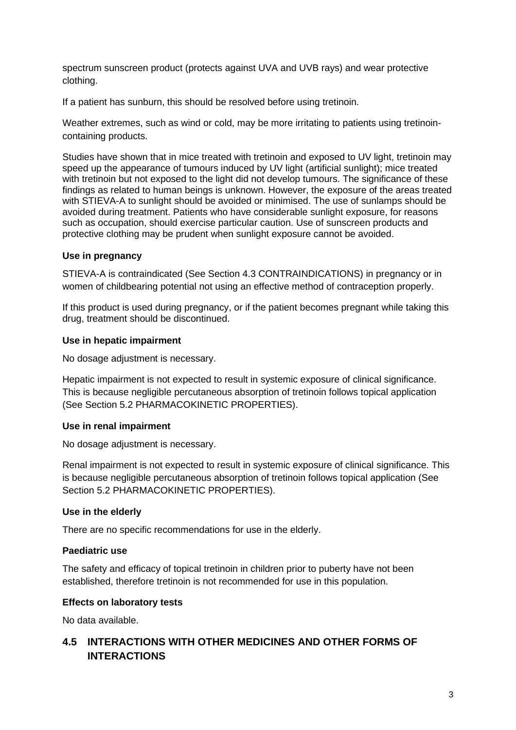spectrum sunscreen product (protects against UVA and UVB rays) and wear protective clothing.

If a patient has sunburn, this should be resolved before using tretinoin.

Weather extremes, such as wind or cold, may be more irritating to patients using tretinoin-containing products.

Studies have shown that in mice treated with tretinoin and exposed to UV light, tretinoin may speed up the appearance of tumours induced by UV light (artificial sunlight); mice treated with tretinoin but not exposed to the light did not develop tumours. The significance of these findings as related to human beings is unknown. However, the exposure of the areas treated with STIEVA-A to sunlight should be avoided or minimised. The use of sunlamps should be avoided during treatment. Patients who have considerable sunlight exposure, for reasons such as occupation, should exercise particular caution. Use of sunscreen products and protective clothing may be prudent when sunlight exposure cannot be avoided.

**Use in pregnancy**

STIEVA-A is contraindicated (See Section 4.3 CONTRAINDICATIONS) in pregnancy or in women of childbearing potential not using an effective method of contraception properly.

If this product is used during pregnancy, or if the patient becomes pregnant while taking this drug, treatment should be discontinued.

**Use in hepatic impairment**

No dosage adjustment is necessary.

Hepatic impairment is not expected to result in systemic exposure of clinical significance. This is because negligible percutaneous absorption of tretinoin follows topical application (See Section 5.2 PHARMACOKINETIC PROPERTIES).

**Use in renal impairment**

No dosage adjustment is necessary.

Renal impairment is not expected to result in systemic exposure of clinical significance. This is because negligible percutaneous absorption of tretinoin follows topical application (See Section 5.2 PHARMACOKINETIC PROPERTIES).

**Use in the elderly**

There are no specific recommendations for use in the elderly.

**Paediatric use**

The safety and efficacy of topical tretinoin in children prior to puberty have not been established, therefore tretinoin is not recommended for use in this population.

**Effects on laboratory tests**

No data available.

## 4.5 INTERACTIONS WITH OTHER MEDICINES AND OTHER FORMS OF INTERACTIONS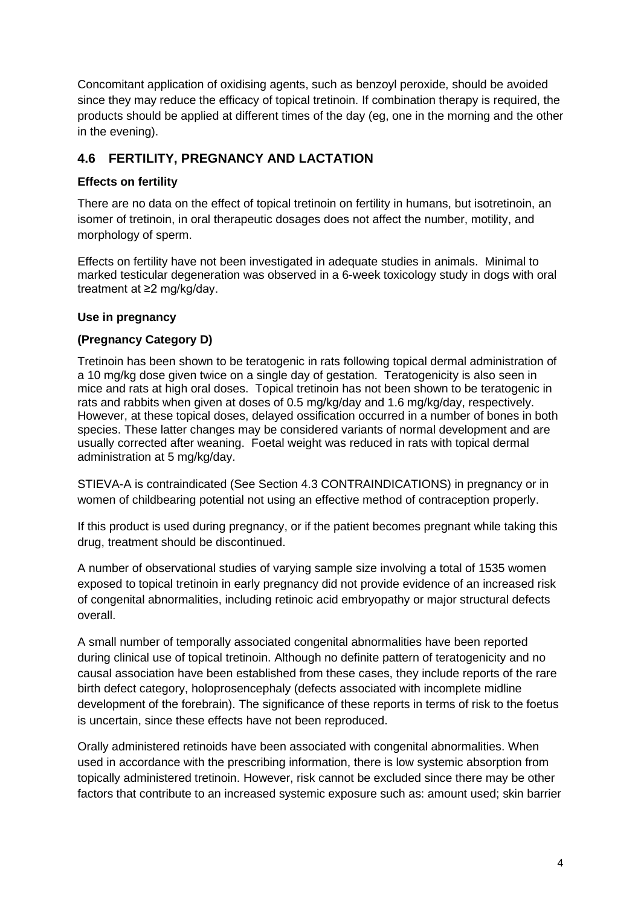Concomitant application of oxidising agents, such as benzoyl peroxide, should be avoided since they may reduce the efficacy of topical tretinoin. If combination therapy is required, the products should be applied at different times of the day (eg, one in the morning and the other in the evening).

## 4.6 FERTILITY, PREGNANCY AND LACTATION

**Effects on fertility**

There are no data on the effect of topical tretinoin on fertility in humans, but isotretinoin, an isomer of tretinoin, in oral therapeutic dosages does not affect the number, motility, and morphology of sperm.

Effects on fertility have not been investigated in adequate studies in animals. Minimal to marked testicular degeneration was observed in a 6-week toxicology study in dogs with oral treatment at ≥2 mg/kg/day.

**Use in pregnancy**

**(Pregnancy Category D)**

Tretinoin has been shown to be teratogenic in rats following topical dermal administration of a 10 mg/kg dose given twice on a single day of gestation. Teratogenicity is also seen in mice and rats at high oral doses. Topical tretinoin has not been shown to be teratogenic in rats and rabbits when given at doses of 0.5 mg/kg/day and 1.6 mg/kg/day, respectively. However, at these topical doses, delayed ossification occurred in a number of bones in both species. These latter changes may be considered variants of normal development and are usually corrected after weaning. Foetal weight was reduced in rats with topical dermal administration at 5 mg/kg/day.

STIEVA-A is contraindicated (See Section 4.3 CONTRAINDICATIONS) in pregnancy or in women of childbearing potential not using an effective method of contraception properly.

If this product is used during pregnancy, or if the patient becomes pregnant while taking this drug, treatment should be discontinued.

A number of observational studies of varying sample size involving a total of 1535 women exposed to topical tretinoin in early pregnancy did not provide evidence of an increased risk of congenital abnormalities, including retinoic acid embryopathy or major structural defects overall.

A small number of temporally associated congenital abnormalities have been reported during clinical use of topical tretinoin. Although no definite pattern of teratogenicity and no causal association have been established from these cases, they include reports of the rare birth defect category, holoprosencephaly (defects associated with incomplete midline development of the forebrain). The significance of these reports in terms of risk to the foetus is uncertain, since these effects have not been reproduced.

Orally administered retinoids have been associated with congenital abnormalities. When used in accordance with the prescribing information, there is low systemic absorption from topically administered tretinoin. However, risk cannot be excluded since there may be other factors that contribute to an increased systemic exposure such as: amount used; skin barrier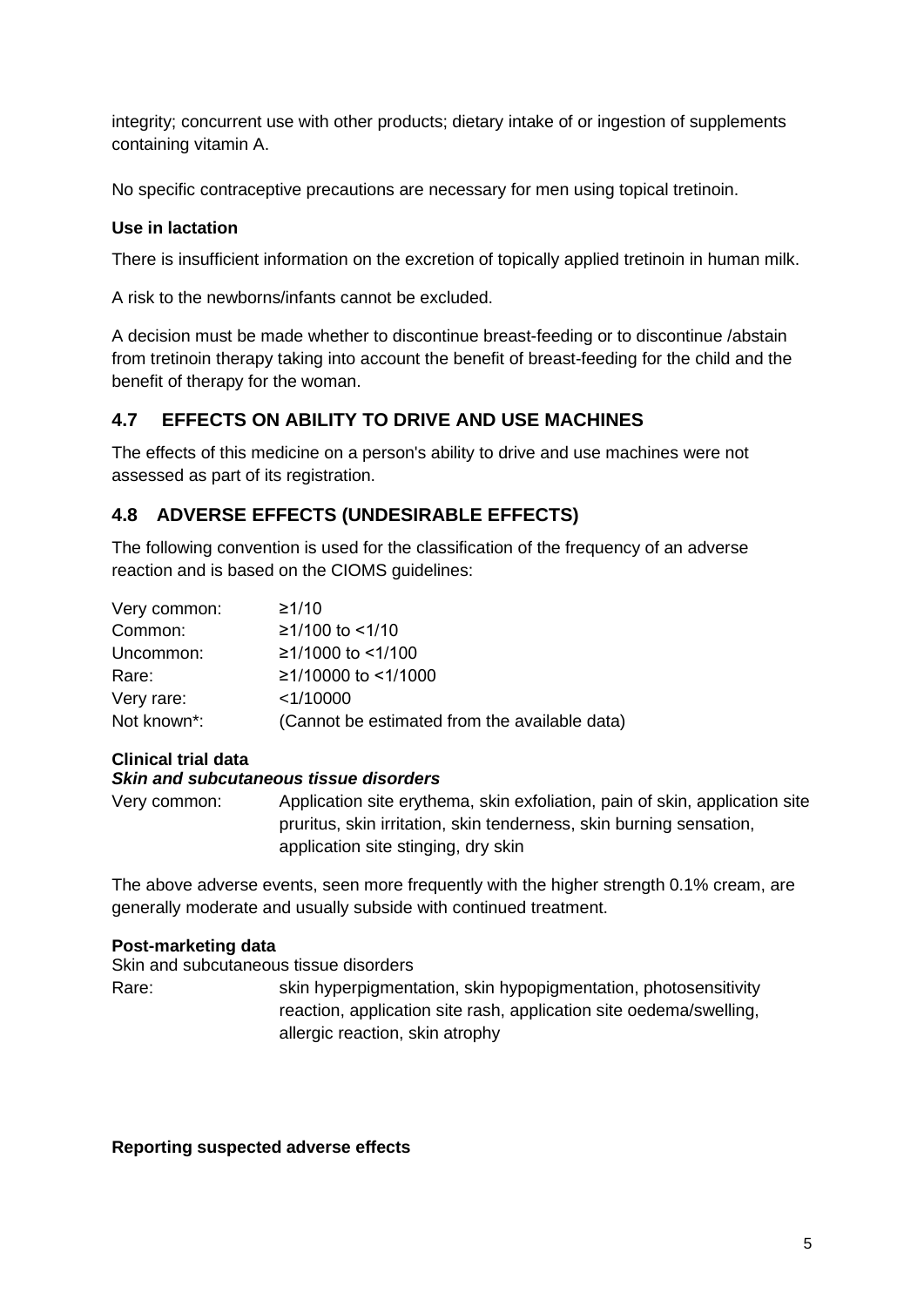integrity; concurrent use with other products; dietary intake of or ingestion of supplements containing vitamin A.

No specific contraceptive precautions are necessary for men using topical tretinoin.

**Use in lactation**

There is insufficient information on the excretion of topically applied tretinoin in human milk.

A risk to the newborns/infants cannot be excluded.

A decision must be made whether to discontinue breast-feeding or to discontinue /abstain from tretinoin therapy taking into account the benefit of breast-feeding for the child and the benefit of therapy for the woman.

## 4.7 EFFECTS ON ABILITY TO DRIVE AND USE MACHINES

The effects of this medicine on a person's ability to drive and use machines were not assessed as part of its registration.

## 4.8 ADVERSE EFFECTS (UNDESIRABLE EFFECTS)

The following convention is used for the classification of the frequency of an adverse reaction and is based on the CIOMS guidelines:

| | |
|---|---|
| Very common: | ≥1/10 |
| Common: | ≥1/100 to <1/10 |
| Uncommon: | ≥1/1000 to <1/100 |
| Rare: | ≥1/10000 to <1/1000 |
| Very rare: | <1/10000 |
| Not known*: | (Cannot be estimated from the available data) |

**Clinical trial data**
***Skin and subcutaneous tissue disorders***

| | |
|---|---|
| Very common: | Application site erythema, skin exfoliation, pain of skin, application site pruritus, skin irritation, skin tenderness, skin burning sensation, application site stinging, dry skin |

The above adverse events, seen more frequently with the higher strength 0.1% cream, are generally moderate and usually subside with continued treatment.

**Post-marketing data**
Skin and subcutaneous tissue disorders

| | |
|---|---|
| Rare: | skin hyperpigmentation, skin hypopigmentation, photosensitivity reaction, application site rash, application site oedema/swelling, allergic reaction, skin atrophy |

**Reporting suspected adverse effects**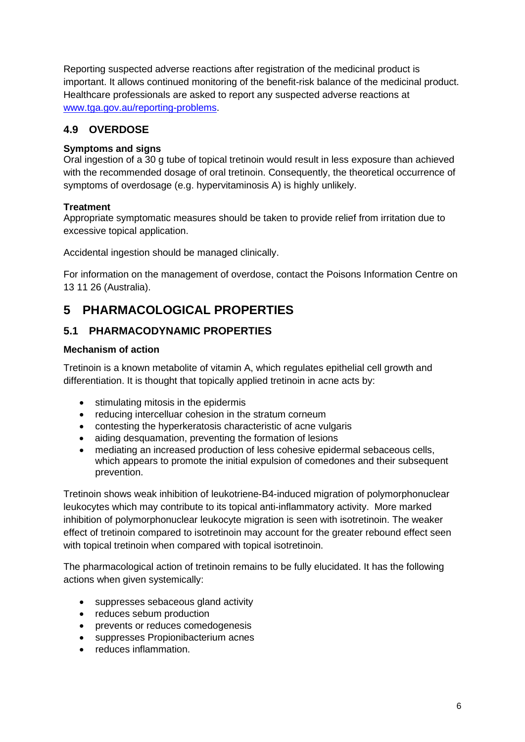Reporting suspected adverse reactions after registration of the medicinal product is important. It allows continued monitoring of the benefit-risk balance of the medicinal product. Healthcare professionals are asked to report any suspected adverse reactions at [www.tga.gov.au/reporting-problems](http://www.tga.gov.au/reporting-problems).

## 4.9 OVERDOSE

**Symptoms and signs**

Oral ingestion of a 30 g tube of topical tretinoin would result in less exposure than achieved with the recommended dosage of oral tretinoin. Consequently, the theoretical occurrence of symptoms of overdosage (e.g. hypervitaminosis A) is highly unlikely.

**Treatment**

Appropriate symptomatic measures should be taken to provide relief from irritation due to excessive topical application.

Accidental ingestion should be managed clinically.

For information on the management of overdose, contact the Poisons Information Centre on 13 11 26 (Australia).

# 5 PHARMACOLOGICAL PROPERTIES

## 5.1 PHARMACODYNAMIC PROPERTIES

**Mechanism of action**

Tretinoin is a known metabolite of vitamin A, which regulates epithelial cell growth and differentiation. It is thought that topically applied tretinoin in acne acts by:

- stimulating mitosis in the epidermis
- reducing intercelluar cohesion in the stratum corneum
- contesting the hyperkeratosis characteristic of acne vulgaris
- aiding desquamation, preventing the formation of lesions
- mediating an increased production of less cohesive epidermal sebaceous cells, which appears to promote the initial expulsion of comedones and their subsequent prevention.

Tretinoin shows weak inhibition of leukotriene-B4-induced migration of polymorphonuclear leukocytes which may contribute to its topical anti-inflammatory activity. More marked inhibition of polymorphonuclear leukocyte migration is seen with isotretinoin. The weaker effect of tretinoin compared to isotretinoin may account for the greater rebound effect seen with topical tretinoin when compared with topical isotretinoin.

The pharmacological action of tretinoin remains to be fully elucidated. It has the following actions when given systemically:

- suppresses sebaceous gland activity
- reduces sebum production
- prevents or reduces comedogenesis
- suppresses Propionibacterium acnes
- reduces inflammation.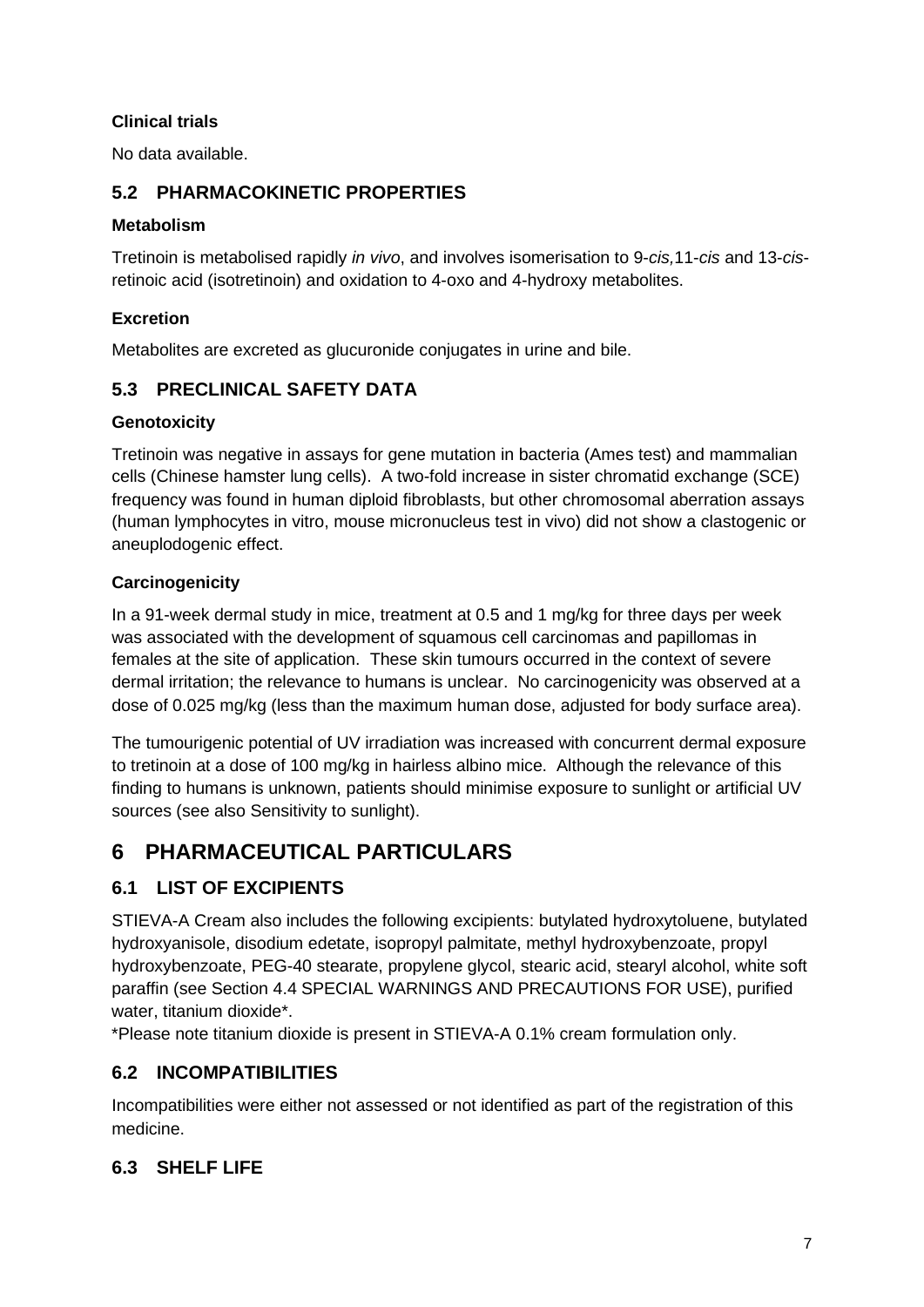### Clinical trials

No data available.

## 5.2 PHARMACOKINETIC PROPERTIES

### Metabolism

Tretinoin is metabolised rapidly *in vivo*, and involves isomerisation to 9-*cis*,11-*cis* and 13-*cis*-retinoic acid (isotretinoin) and oxidation to 4-oxo and 4-hydroxy metabolites.

### Excretion

Metabolites are excreted as glucuronide conjugates in urine and bile.

## 5.3 PRECLINICAL SAFETY DATA

### Genotoxicity

Tretinoin was negative in assays for gene mutation in bacteria (Ames test) and mammalian cells (Chinese hamster lung cells). A two-fold increase in sister chromatid exchange (SCE) frequency was found in human diploid fibroblasts, but other chromosomal aberration assays (human lymphocytes in vitro, mouse micronucleus test in vivo) did not show a clastogenic or aneuplodogenic effect.

### Carcinogenicity

In a 91-week dermal study in mice, treatment at 0.5 and 1 mg/kg for three days per week was associated with the development of squamous cell carcinomas and papillomas in females at the site of application. These skin tumours occurred in the context of severe dermal irritation; the relevance to humans is unclear. No carcinogenicity was observed at a dose of 0.025 mg/kg (less than the maximum human dose, adjusted for body surface area).

The tumourigenic potential of UV irradiation was increased with concurrent dermal exposure to tretinoin at a dose of 100 mg/kg in hairless albino mice. Although the relevance of this finding to humans is unknown, patients should minimise exposure to sunlight or artificial UV sources (see also Sensitivity to sunlight).

# 6 PHARMACEUTICAL PARTICULARS

## 6.1 LIST OF EXCIPIENTS

STIEVA-A Cream also includes the following excipients: butylated hydroxytoluene, butylated hydroxyanisole, disodium edetate, isopropyl palmitate, methyl hydroxybenzoate, propyl hydroxybenzoate, PEG-40 stearate, propylene glycol, stearic acid, stearyl alcohol, white soft paraffin (see Section 4.4 SPECIAL WARNINGS AND PRECAUTIONS FOR USE), purified water, titanium dioxide*.

*Please note titanium dioxide is present in STIEVA-A 0.1% cream formulation only.

## 6.2 INCOMPATIBILITIES

Incompatibilities were either not assessed or not identified as part of the registration of this medicine.

## 6.3 SHELF LIFE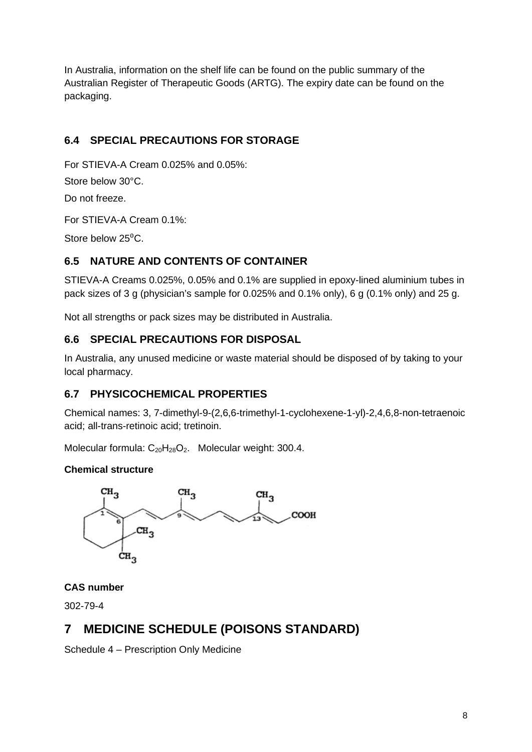In Australia, information on the shelf life can be found on the public summary of the Australian Register of Therapeutic Goods (ARTG). The expiry date can be found on the packaging.

## 6.4 SPECIAL PRECAUTIONS FOR STORAGE

For STIEVA-A Cream 0.025% and 0.05%:

Store below 30°C.

Do not freeze.

For STIEVA-A Cream 0.1%:

Store below 25°C.

## 6.5 NATURE AND CONTENTS OF CONTAINER

STIEVA-A Creams 0.025%, 0.05% and 0.1% are supplied in epoxy-lined aluminium tubes in pack sizes of 3 g (physician's sample for 0.025% and 0.1% only), 6 g (0.1% only) and 25 g.

Not all strengths or pack sizes may be distributed in Australia.

## 6.6 SPECIAL PRECAUTIONS FOR DISPOSAL

In Australia, any unused medicine or waste material should be disposed of by taking to your local pharmacy.

## 6.7 PHYSICOCHEMICAL PROPERTIES

Chemical names: 3, 7-dimethyl-9-(2,6,6-trimethyl-1-cyclohexene-1-yl)-2,4,6,8-non-tetraenoic acid; all-trans-retinoic acid; tretinoin.

Molecular formula: $C_{20}H_{28}O_2$. Molecular weight: 300.4.

**Chemical structure**

**CAS number**

302-79-4

# 7 MEDICINE SCHEDULE (POISONS STANDARD)

Schedule 4 – Prescription Only Medicine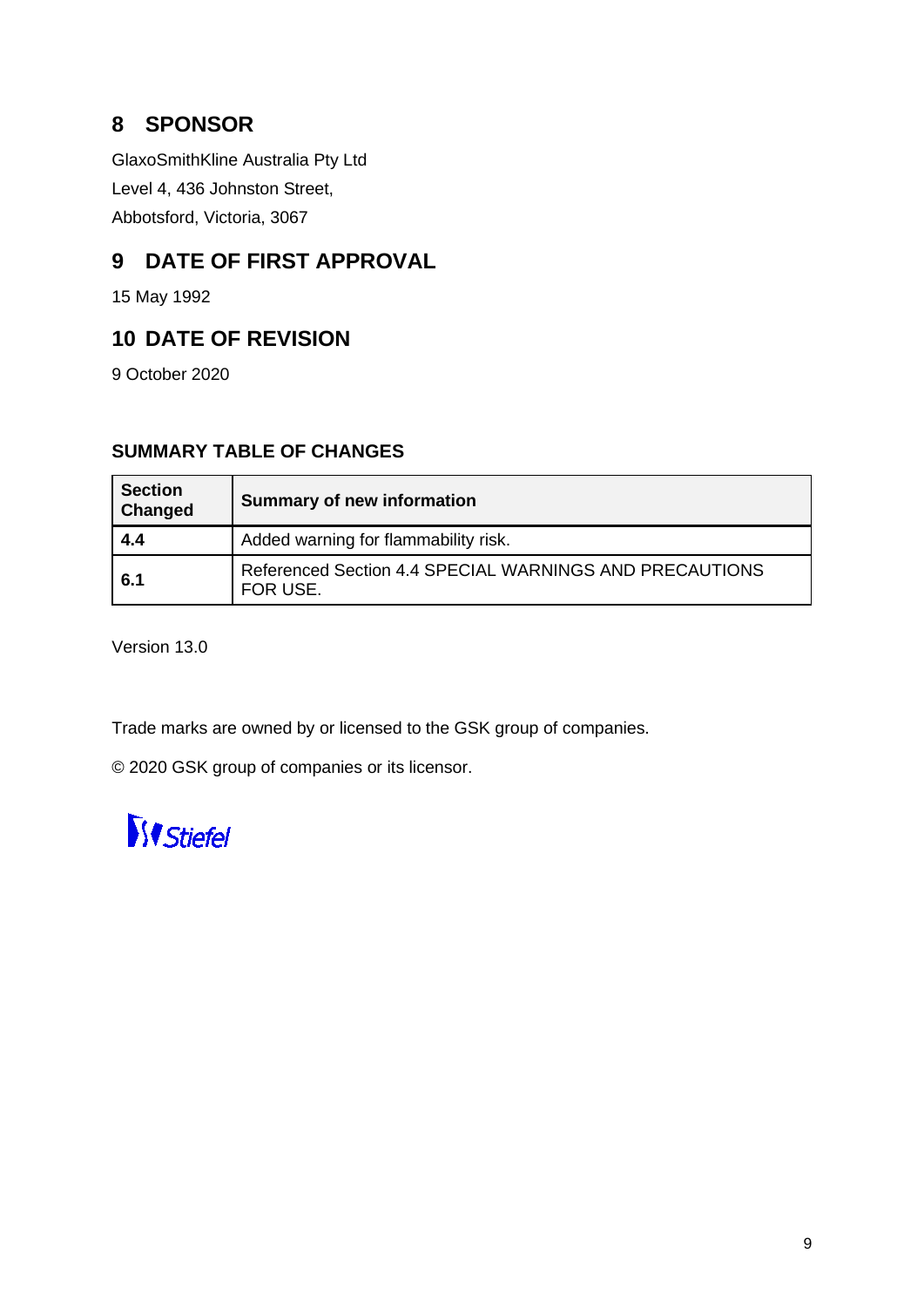## 8 SPONSOR

GlaxoSmithKline Australia Pty Ltd

Level 4, 436 Johnston Street,

Abbotsford, Victoria, 3067

## 9 DATE OF FIRST APPROVAL

15 May 1992

## 10 DATE OF REVISION

9 October 2020

### SUMMARY TABLE OF CHANGES

| Section Changed | Summary of new information |
|---|---|
| **4.4** | Added warning for flammability risk. |
| **6.1** | Referenced Section 4.4 SPECIAL WARNINGS AND PRECAUTIONS FOR USE. |

Version 13.0

Trade marks are owned by or licensed to the GSK group of companies.

© 2020 GSK group of companies or its licensor.

Stiefel